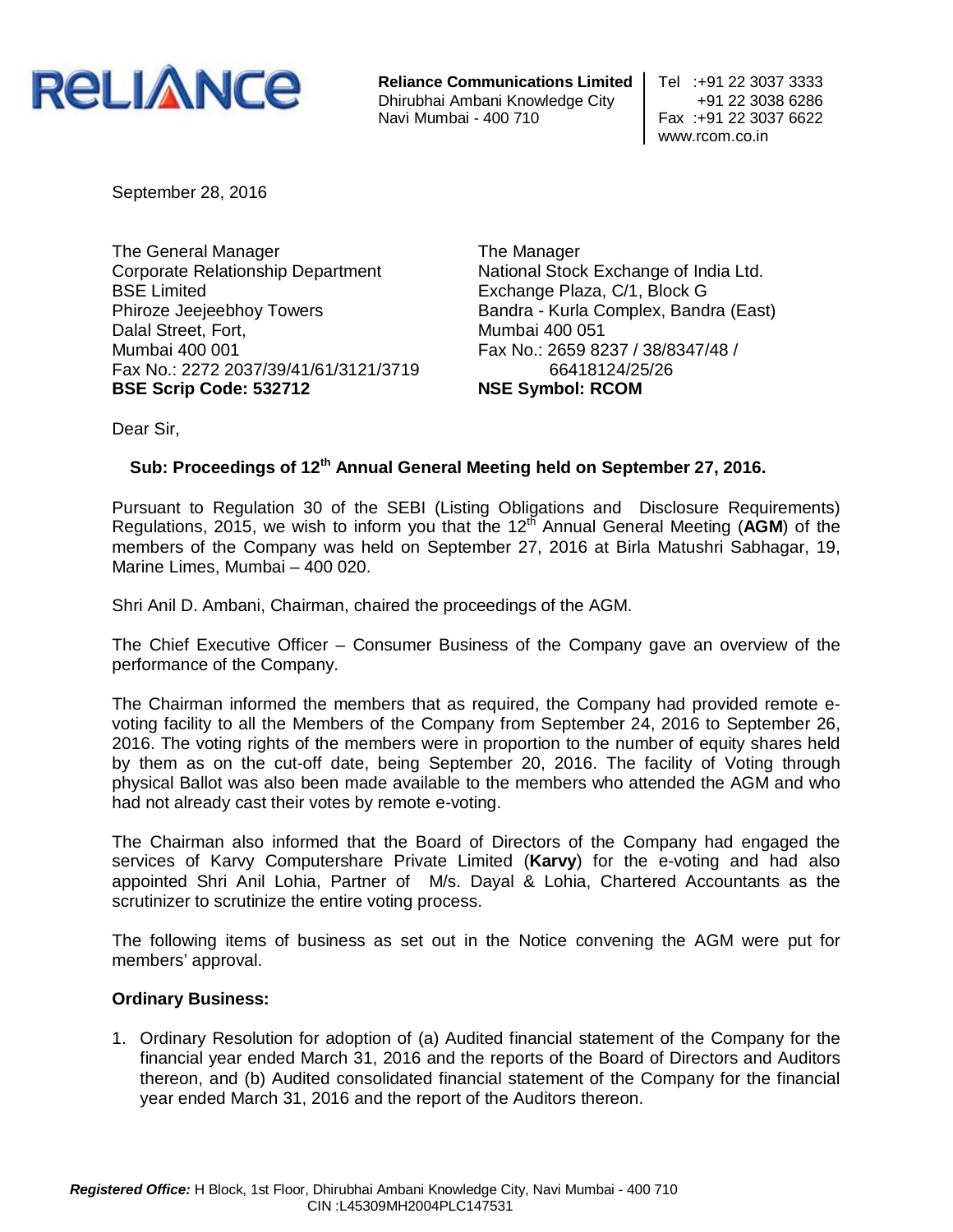**RELIANCE**

**Reliance Communications Limited**
Dhirubhai Ambani Knowledge City
Navi Mumbai - 400 710

Tel :+91 22 3037 3333
+91 22 3038 6286
Fax :+91 22 3037 6622
www.rcom.co.in

September 28, 2016

The General Manager
Corporate Relationship Department
BSE Limited
Phiroze Jeejeebhoy Towers
Dalal Street, Fort,
Mumbai 400 001
Fax No.: 2272 2037/39/41/61/3121/3719
**BSE Scrip Code: 532712**

The Manager
National Stock Exchange of India Ltd.
Exchange Plaza, C/1, Block G
Bandra - Kurla Complex, Bandra (East)
Mumbai 400 051
Fax No.: 2659 8237 / 38/8347/48 / 66418124/25/26
**NSE Symbol: RCOM**

Dear Sir,

**Sub: Proceedings of 12th Annual General Meeting held on September 27, 2016.**

Pursuant to Regulation 30 of the SEBI (Listing Obligations and Disclosure Requirements) Regulations, 2015, we wish to inform you that the 12th Annual General Meeting (**AGM**) of the members of the Company was held on September 27, 2016 at Birla Matushri Sabhagar, 19, Marine Limes, Mumbai – 400 020.

Shri Anil D. Ambani, Chairman, chaired the proceedings of the AGM.

The Chief Executive Officer – Consumer Business of the Company gave an overview of the performance of the Company.

The Chairman informed the members that as required, the Company had provided remote e-voting facility to all the Members of the Company from September 24, 2016 to September 26, 2016. The voting rights of the members were in proportion to the number of equity shares held by them as on the cut-off date, being September 20, 2016. The facility of Voting through physical Ballot was also been made available to the members who attended the AGM and who had not already cast their votes by remote e-voting.

The Chairman also informed that the Board of Directors of the Company had engaged the services of Karvy Computershare Private Limited (**Karvy**) for the e-voting and had also appointed Shri Anil Lohia, Partner of M/s. Dayal & Lohia, Chartered Accountants as the scrutinizer to scrutinize the entire voting process.

The following items of business as set out in the Notice convening the AGM were put for members' approval.

**Ordinary Business:**

1. Ordinary Resolution for adoption of (a) Audited financial statement of the Company for the financial year ended March 31, 2016 and the reports of the Board of Directors and Auditors thereon, and (b) Audited consolidated financial statement of the Company for the financial year ended March 31, 2016 and the report of the Auditors thereon.

***Registered Office:*** H Block, 1st Floor, Dhirubhai Ambani Knowledge City, Navi Mumbai - 400 710
CIN :L45309MH2004PLC147531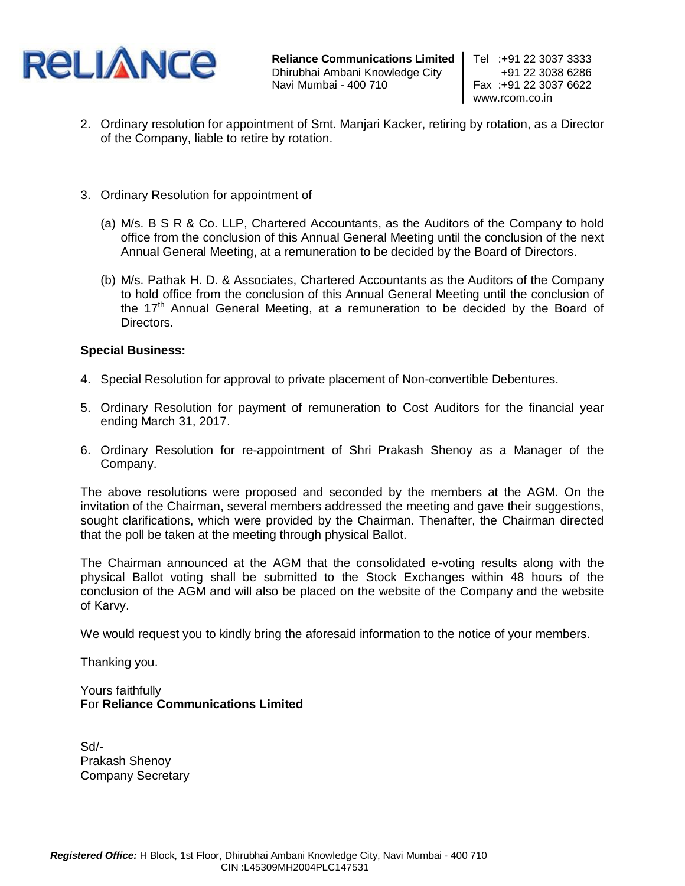2. Ordinary resolution for appointment of Smt. Manjari Kacker, retiring by rotation, as a Director of the Company, liable to retire by rotation.

3. Ordinary Resolution for appointment of

   (a) M/s. B S R & Co. LLP, Chartered Accountants, as the Auditors of the Company to hold office from the conclusion of this Annual General Meeting until the conclusion of the next Annual General Meeting, at a remuneration to be decided by the Board of Directors.

   (b) M/s. Pathak H. D. & Associates, Chartered Accountants as the Auditors of the Company to hold office from the conclusion of this Annual General Meeting until the conclusion of the 17th Annual General Meeting, at a remuneration to be decided by the Board of Directors.

**Special Business:**

4. Special Resolution for approval to private placement of Non-convertible Debentures.

5. Ordinary Resolution for payment of remuneration to Cost Auditors for the financial year ending March 31, 2017.

6. Ordinary Resolution for re-appointment of Shri Prakash Shenoy as a Manager of the Company.

The above resolutions were proposed and seconded by the members at the AGM. On the invitation of the Chairman, several members addressed the meeting and gave their suggestions, sought clarifications, which were provided by the Chairman. Thenafter, the Chairman directed that the poll be taken at the meeting through physical Ballot.

The Chairman announced at the AGM that the consolidated e-voting results along with the physical Ballot voting shall be submitted to the Stock Exchanges within 48 hours of the conclusion of the AGM and will also be placed on the website of the Company and the website of Karvy.

We would request you to kindly bring the aforesaid information to the notice of your members.

Thanking you.

Yours faithfully
For **Reliance Communications Limited**

Sd/-
Prakash Shenoy
Company Secretary